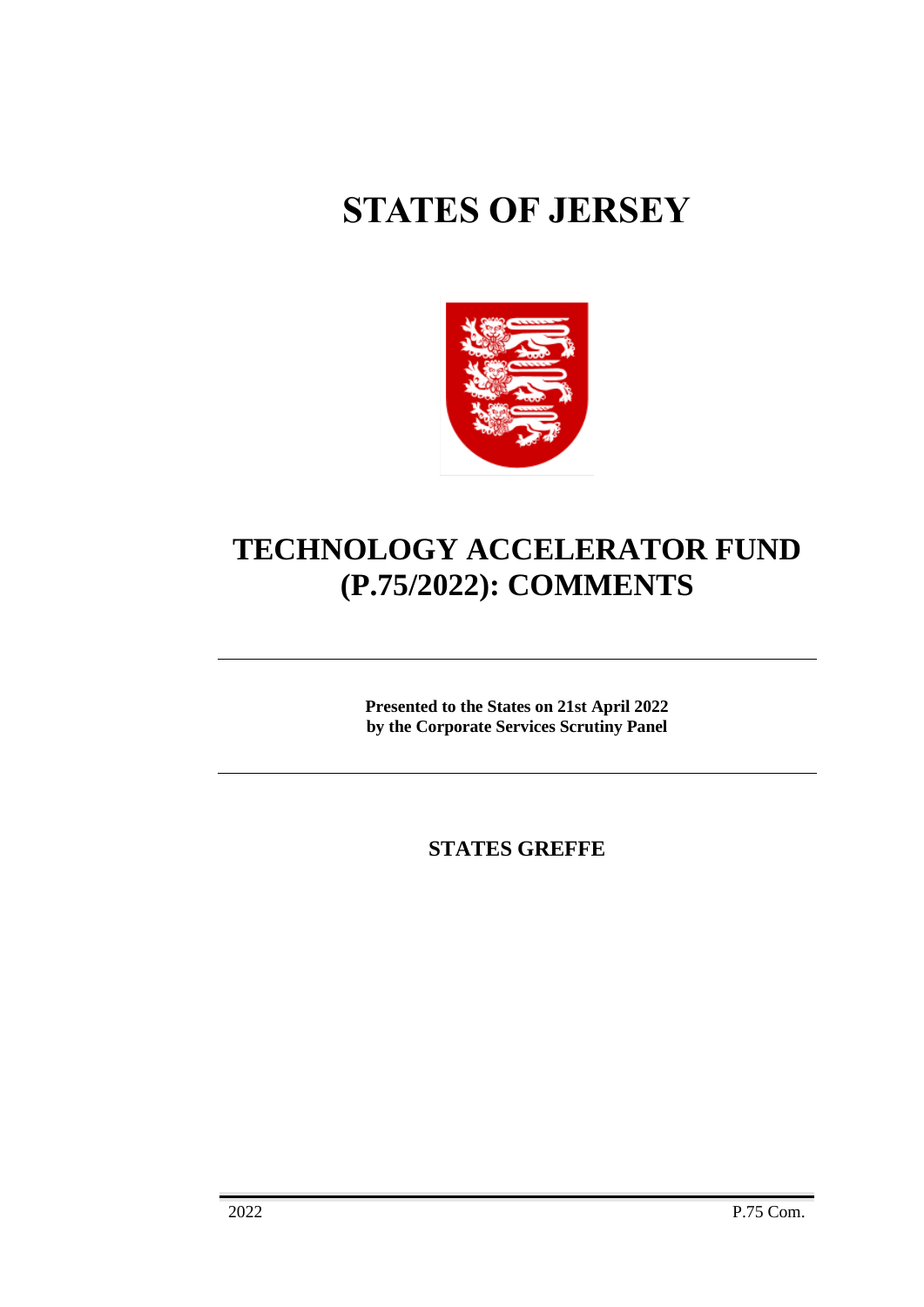# STATES OF JERSEY

# TECHNOLOGY ACCELERATOR FUND (P.75/2022): COMMENTS

---

**Presented to the States on 21st April 2022**
**by the Corporate Services Scrutiny Panel**

---

**STATES GREFFE**

2022 P.75 Com.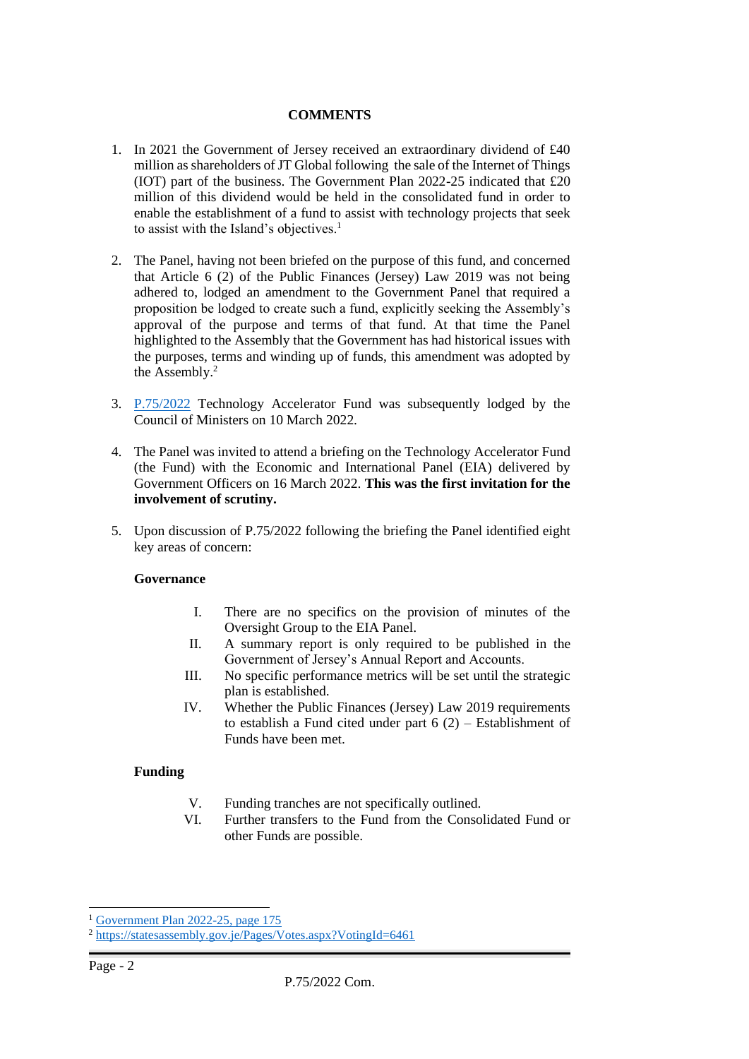## COMMENTS

1. In 2021 the Government of Jersey received an extraordinary dividend of £40 million as shareholders of JT Global following the sale of the Internet of Things (IOT) part of the business. The Government Plan 2022-25 indicated that £20 million of this dividend would be held in the consolidated fund in order to enable the establishment of a fund to assist with technology projects that seek to assist with the Island's objectives.[1]

2. The Panel, having not been briefed on the purpose of this fund, and concerned that Article 6 (2) of the Public Finances (Jersey) Law 2019 was not being adhered to, lodged an amendment to the Government Panel that required a proposition be lodged to create such a fund, explicitly seeking the Assembly's approval of the purpose and terms of that fund. At that time the Panel highlighted to the Assembly that the Government has had historical issues with the purposes, terms and winding up of funds, this amendment was adopted by the Assembly.[2]

3. P.75/2022 Technology Accelerator Fund was subsequently lodged by the Council of Ministers on 10 March 2022.

4. The Panel was invited to attend a briefing on the Technology Accelerator Fund (the Fund) with the Economic and International Panel (EIA) delivered by Government Officers on 16 March 2022. **This was the first invitation for the involvement of scrutiny.**

5. Upon discussion of P.75/2022 following the briefing the Panel identified eight key areas of concern:

   **Governance**

   I. There are no specifics on the provision of minutes of the Oversight Group to the EIA Panel.
   II. A summary report is only required to be published in the Government of Jersey's Annual Report and Accounts.
   III. No specific performance metrics will be set until the strategic plan is established.
   IV. Whether the Public Finances (Jersey) Law 2019 requirements to establish a Fund cited under part 6 (2) – Establishment of Funds have been met.

   **Funding**

   V. Funding tranches are not specifically outlined.
   VI. Further transfers to the Fund from the Consolidated Fund or other Funds are possible.

---

[1] Government Plan 2022-25, page 175

[2] https://statesassembly.gov.je/Pages/Votes.aspx?VotingId=6461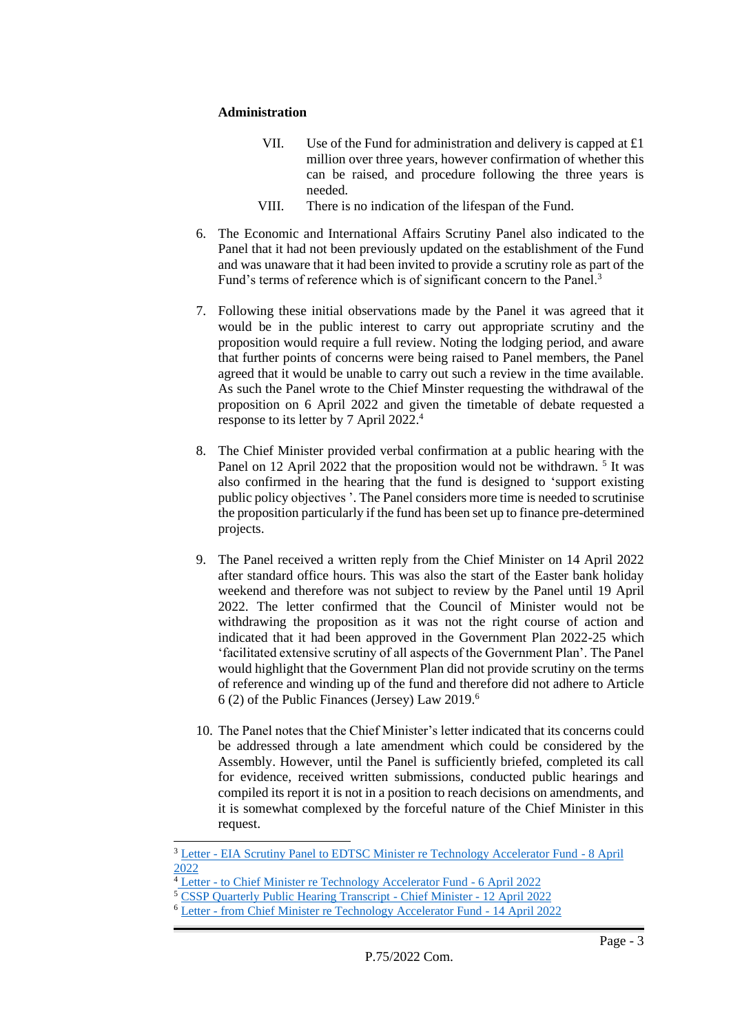**Administration**

VII. Use of the Fund for administration and delivery is capped at £1 million over three years, however confirmation of whether this can be raised, and procedure following the three years is needed.

VIII. There is no indication of the lifespan of the Fund.

6. The Economic and International Affairs Scrutiny Panel also indicated to the Panel that it had not been previously updated on the establishment of the Fund and was unaware that it had been invited to provide a scrutiny role as part of the Fund's terms of reference which is of significant concern to the Panel.[3]

7. Following these initial observations made by the Panel it was agreed that it would be in the public interest to carry out appropriate scrutiny and the proposition would require a full review. Noting the lodging period, and aware that further points of concerns were being raised to Panel members, the Panel agreed that it would be unable to carry out such a review in the time available. As such the Panel wrote to the Chief Minster requesting the withdrawal of the proposition on 6 April 2022 and given the timetable of debate requested a response to its letter by 7 April 2022.[4]

8. The Chief Minister provided verbal confirmation at a public hearing with the Panel on 12 April 2022 that the proposition would not be withdrawn. [5] It was also confirmed in the hearing that the fund is designed to 'support existing public policy objectives '. The Panel considers more time is needed to scrutinise the proposition particularly if the fund has been set up to finance pre-determined projects.

9. The Panel received a written reply from the Chief Minister on 14 April 2022 after standard office hours. This was also the start of the Easter bank holiday weekend and therefore was not subject to review by the Panel until 19 April 2022. The letter confirmed that the Council of Minister would not be withdrawing the proposition as it was not the right course of action and indicated that it had been approved in the Government Plan 2022-25 which 'facilitated extensive scrutiny of all aspects of the Government Plan'. The Panel would highlight that the Government Plan did not provide scrutiny on the terms of reference and winding up of the fund and therefore did not adhere to Article 6 (2) of the Public Finances (Jersey) Law 2019.[6]

10. The Panel notes that the Chief Minister's letter indicated that its concerns could be addressed through a late amendment which could be considered by the Assembly. However, until the Panel is sufficiently briefed, completed its call for evidence, received written submissions, conducted public hearings and compiled its report it is not in a position to reach decisions on amendments, and it is somewhat complexed by the forceful nature of the Chief Minister in this request.

---

[3] Letter - EIA Scrutiny Panel to EDTSC Minister re Technology Accelerator Fund - 8 April 2022

[4] Letter - to Chief Minister re Technology Accelerator Fund - 6 April 2022

[5] CSSP Quarterly Public Hearing Transcript - Chief Minister - 12 April 2022

[6] Letter - from Chief Minister re Technology Accelerator Fund - 14 April 2022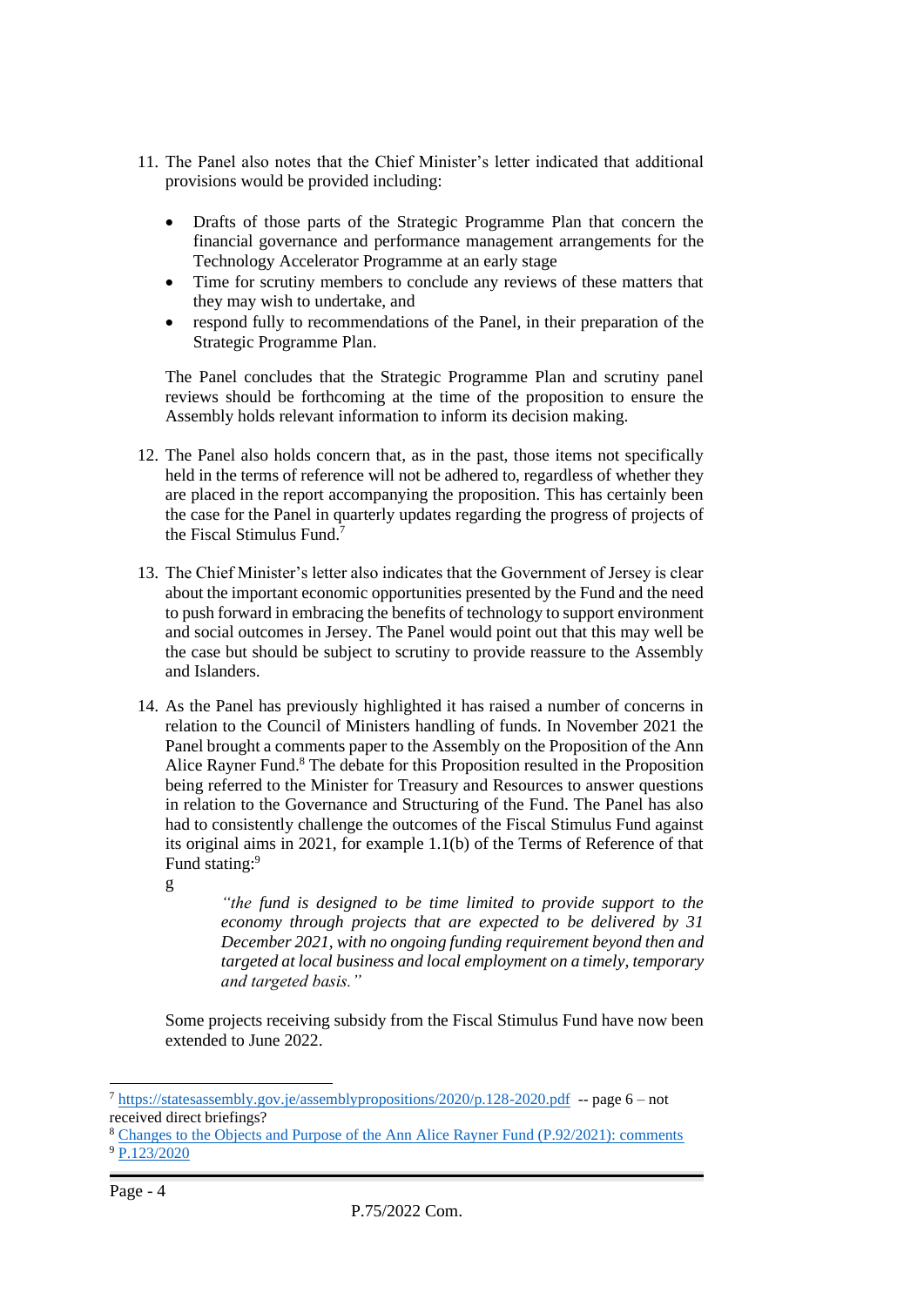11. The Panel also notes that the Chief Minister's letter indicated that additional provisions would be provided including:

    - Drafts of those parts of the Strategic Programme Plan that concern the financial governance and performance management arrangements for the Technology Accelerator Programme at an early stage
    - Time for scrutiny members to conclude any reviews of these matters that they may wish to undertake, and
    - respond fully to recommendations of the Panel, in their preparation of the Strategic Programme Plan.

    The Panel concludes that the Strategic Programme Plan and scrutiny panel reviews should be forthcoming at the time of the proposition to ensure the Assembly holds relevant information to inform its decision making.

12. The Panel also holds concern that, as in the past, those items not specifically held in the terms of reference will not be adhered to, regardless of whether they are placed in the report accompanying the proposition. This has certainly been the case for the Panel in quarterly updates regarding the progress of projects of the Fiscal Stimulus Fund.[7]

13. The Chief Minister's letter also indicates that the Government of Jersey is clear about the important economic opportunities presented by the Fund and the need to push forward in embracing the benefits of technology to support environment and social outcomes in Jersey. The Panel would point out that this may well be the case but should be subject to scrutiny to provide reassure to the Assembly and Islanders.

14. As the Panel has previously highlighted it has raised a number of concerns in relation to the Council of Ministers handling of funds. In November 2021 the Panel brought a comments paper to the Assembly on the Proposition of the Ann Alice Rayner Fund.[8] The debate for this Proposition resulted in the Proposition being referred to the Minister for Treasury and Resources to answer questions in relation to the Governance and Structuring of the Fund. The Panel has also had to consistently challenge the outcomes of the Fiscal Stimulus Fund against its original aims in 2021, for example 1.1(b) of the Terms of Reference of that Fund stating:[9]

    g

    > *"the fund is designed to be time limited to provide support to the economy through projects that are expected to be delivered by 31 December 2021, with no ongoing funding requirement beyond then and targeted at local business and local employment on a timely, temporary and targeted basis."*

    Some projects receiving subsidy from the Fiscal Stimulus Fund have now been extended to June 2022.

---

[7] https://statesassembly.gov.je/assemblypropositions/2020/p.128-2020.pdf -- page 6 – not received direct briefings?

[8] Changes to the Objects and Purpose of the Ann Alice Rayner Fund (P.92/2021): comments

[9] P.123/2020

P.75/2022 Com.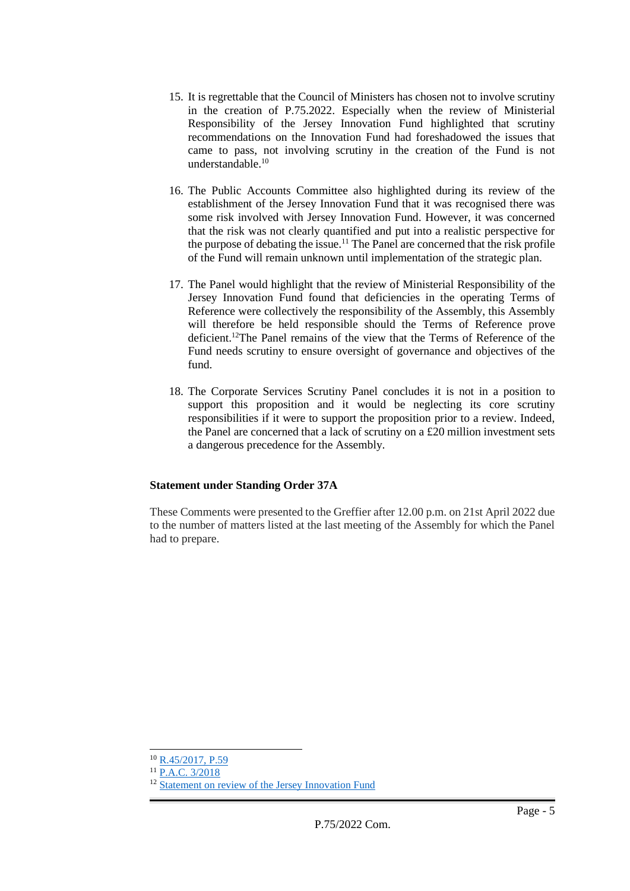15. It is regrettable that the Council of Ministers has chosen not to involve scrutiny in the creation of P.75.2022. Especially when the review of Ministerial Responsibility of the Jersey Innovation Fund highlighted that scrutiny recommendations on the Innovation Fund had foreshadowed the issues that came to pass, not involving scrutiny in the creation of the Fund is not understandable.[10]

16. The Public Accounts Committee also highlighted during its review of the establishment of the Jersey Innovation Fund that it was recognised there was some risk involved with Jersey Innovation Fund. However, it was concerned that the risk was not clearly quantified and put into a realistic perspective for the purpose of debating the issue.[11] The Panel are concerned that the risk profile of the Fund will remain unknown until implementation of the strategic plan.

17. The Panel would highlight that the review of Ministerial Responsibility of the Jersey Innovation Fund found that deficiencies in the operating Terms of Reference were collectively the responsibility of the Assembly, this Assembly will therefore be held responsible should the Terms of Reference prove deficient.[12]The Panel remains of the view that the Terms of Reference of the Fund needs scrutiny to ensure oversight of governance and objectives of the fund.

18. The Corporate Services Scrutiny Panel concludes it is not in a position to support this proposition and it would be neglecting its core scrutiny responsibilities if it were to support the proposition prior to a review. Indeed, the Panel are concerned that a lack of scrutiny on a £20 million investment sets a dangerous precedence for the Assembly.

**Statement under Standing Order 37A**

These Comments were presented to the Greffier after 12.00 p.m. on 21st April 2022 due to the number of matters listed at the last meeting of the Assembly for which the Panel had to prepare.

---

[10] R.45/2017, P.59

[11] P.A.C. 3/2018

[12] Statement on review of the Jersey Innovation Fund